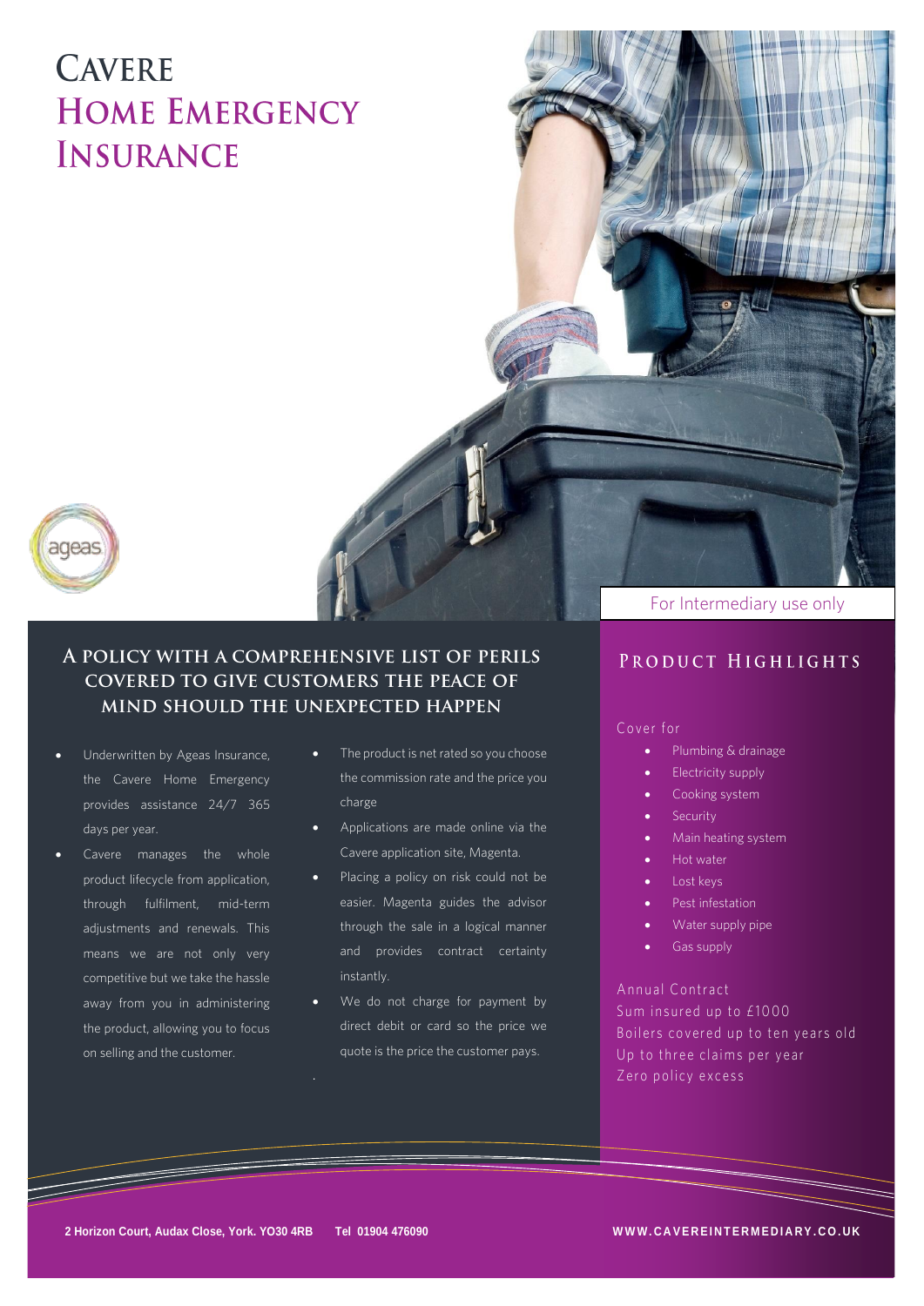# Cavere Home Emergency Insurance

ageas

For Intermediary use only

## A policy with a comprehensive list of perils covered to give customers the peace of mind should the unexpected happen

- Underwritten by Ageas Insurance, the Cavere Home Emergency provides assistance 24/7 365 days per year.
- Cavere manages the whole product lifecycle from application, through fulfilment, mid-term adjustments and renewals. This means we are not only very competitive but we take the hassle away from you in administering the product, allowing you to focus on selling and the customer.
- The product is net rated so you choose the commission rate and the price you charge
- Applications are made online via the Cavere application site, Magenta.
- Placing a policy on risk could not be easier. Magenta guides the advisor through the sale in a logical manner and provides contract certainty instantly.
- We do not charge for payment by direct debit or card so the price we quote is the price the customer pays.

## Product Highlights

Cover for

- Plumbing & drainage
- Electricity supply
- Cooking system
- Security
- Main heating system
- Hot water
- Lost keys
- Pest infestation
- Water supply pipe
- Gas supply

Annual Contract
Sum insured up to £1000
Boilers covered up to ten years old
Up to three claims per year
Zero policy excess

**2 Horizon Court, Audax Close, York. YO30 4RB Tel 01904 476090**

**WWW.CAVEREINTERMEDIARY.CO.UK**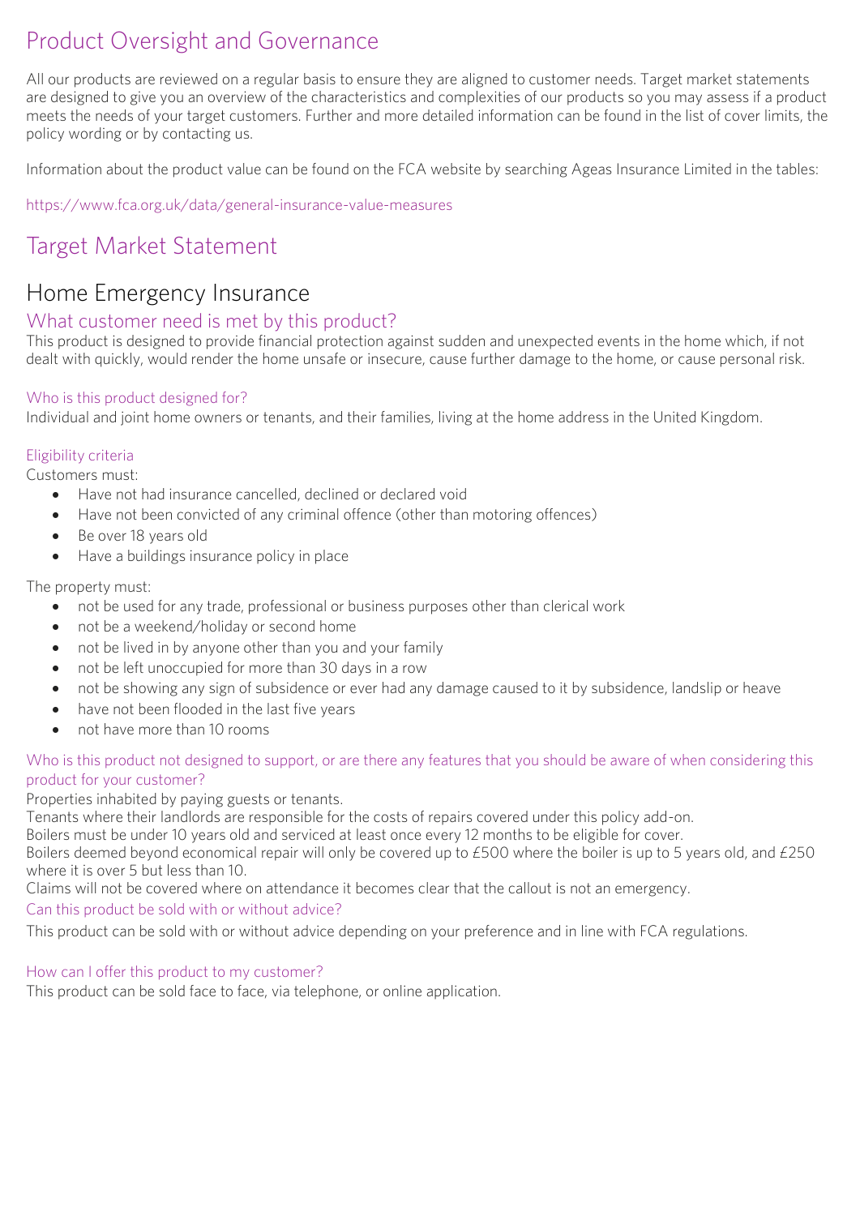# Product Oversight and Governance

All our products are reviewed on a regular basis to ensure they are aligned to customer needs. Target market statements are designed to give you an overview of the characteristics and complexities of our products so you may assess if a product meets the needs of your target customers. Further and more detailed information can be found in the list of cover limits, the policy wording or by contacting us.

Information about the product value can be found on the FCA website by searching Ageas Insurance Limited in the tables:

https://www.fca.org.uk/data/general-insurance-value-measures

# Target Market Statement

## Home Emergency Insurance

### What customer need is met by this product?

This product is designed to provide financial protection against sudden and unexpected events in the home which, if not dealt with quickly, would render the home unsafe or insecure, cause further damage to the home, or cause personal risk.

#### Who is this product designed for?

Individual and joint home owners or tenants, and their families, living at the home address in the United Kingdom.

#### Eligibility criteria

Customers must:

- Have not had insurance cancelled, declined or declared void
- Have not been convicted of any criminal offence (other than motoring offences)
- Be over 18 years old
- Have a buildings insurance policy in place

The property must:

- not be used for any trade, professional or business purposes other than clerical work
- not be a weekend/holiday or second home
- not be lived in by anyone other than you and your family
- not be left unoccupied for more than 30 days in a row
- not be showing any sign of subsidence or ever had any damage caused to it by subsidence, landslip or heave
- have not been flooded in the last five years
- not have more than 10 rooms

#### Who is this product not designed to support, or are there any features that you should be aware of when considering this product for your customer?

Properties inhabited by paying guests or tenants.
Tenants where their landlords are responsible for the costs of repairs covered under this policy add-on.
Boilers must be under 10 years old and serviced at least once every 12 months to be eligible for cover.
Boilers deemed beyond economical repair will only be covered up to £500 where the boiler is up to 5 years old, and £250 where it is over 5 but less than 10.
Claims will not be covered where on attendance it becomes clear that the callout is not an emergency.

#### Can this product be sold with or without advice?

This product can be sold with or without advice depending on your preference and in line with FCA regulations.

#### How can I offer this product to my customer?

This product can be sold face to face, via telephone, or online application.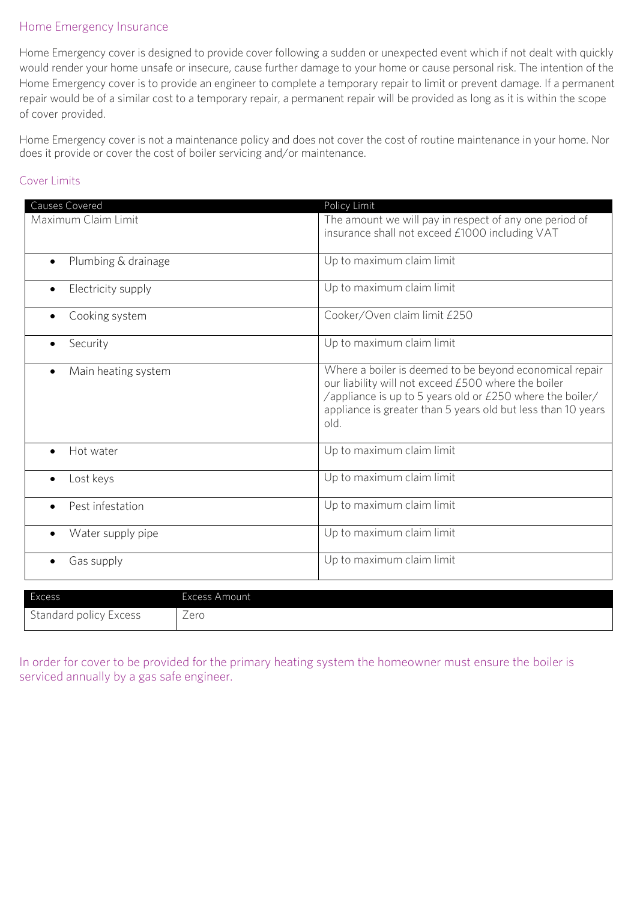## Home Emergency Insurance

Home Emergency cover is designed to provide cover following a sudden or unexpected event which if not dealt with quickly would render your home unsafe or insecure, cause further damage to your home or cause personal risk. The intention of the Home Emergency cover is to provide an engineer to complete a temporary repair to limit or prevent damage. If a permanent repair would be of a similar cost to a temporary repair, a permanent repair will be provided as long as it is within the scope of cover provided.

Home Emergency cover is not a maintenance policy and does not cover the cost of routine maintenance in your home. Nor does it provide or cover the cost of boiler servicing and/or maintenance.

### Cover Limits

| Causes Covered | Policy Limit |
|---|---|
| Maximum Claim Limit | The amount we will pay in respect of any one period of insurance shall not exceed £1000 including VAT |
| • Plumbing & drainage | Up to maximum claim limit |
| • Electricity supply | Up to maximum claim limit |
| • Cooking system | Cooker/Oven claim limit £250 |
| • Security | Up to maximum claim limit |
| • Main heating system | Where a boiler is deemed to be beyond economical repair our liability will not exceed £500 where the boiler /appliance is up to 5 years old or £250 where the boiler/ appliance is greater than 5 years old but less than 10 years old. |
| • Hot water | Up to maximum claim limit |
| • Lost keys | Up to maximum claim limit |
| • Pest infestation | Up to maximum claim limit |
| • Water supply pipe | Up to maximum claim limit |
| • Gas supply | Up to maximum claim limit |

| Excess | Excess Amount |
|---|---|
| Standard policy Excess | Zero |

In order for cover to be provided for the primary heating system the homeowner must ensure the boiler is serviced annually by a gas safe engineer.